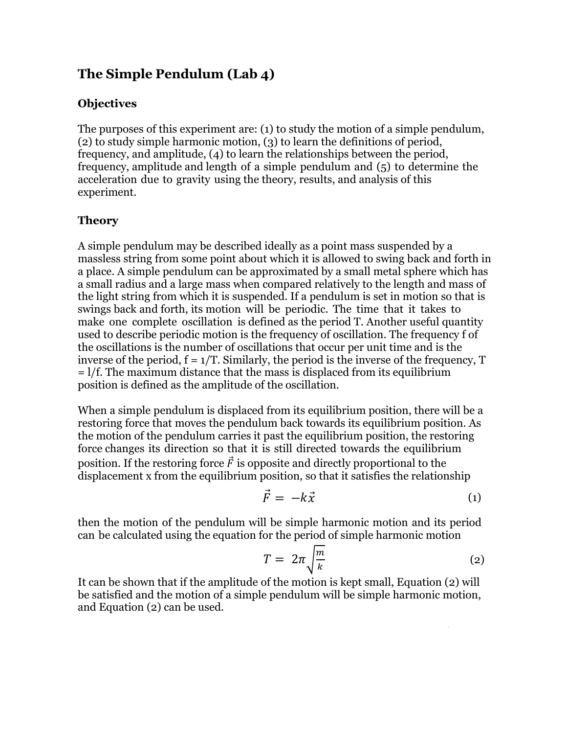# The Simple Pendulum (Lab 4)

## Objectives

The purposes of this experiment are: (1) to study the motion of a simple pendulum, (2) to study simple harmonic motion, (3) to learn the definitions of period, frequency, and amplitude, (4) to learn the relationships between the period, frequency, amplitude and length of a simple pendulum and (5) to determine the acceleration due to gravity using the theory, results, and analysis of this experiment.

## Theory

A simple pendulum may be described ideally as a point mass suspended by a massless string from some point about which it is allowed to swing back and forth in a place. A simple pendulum can be approximated by a small metal sphere which has a small radius and a large mass when compared relatively to the length and mass of the light string from which it is suspended. If a pendulum is set in motion so that is swings back and forth, its motion will be periodic. The time that it takes to make one complete oscillation is defined as the period T. Another useful quantity used to describe periodic motion is the frequency of oscillation. The frequency f of the oscillations is the number of oscillations that occur per unit time and is the inverse of the period, $f = 1/T$. Similarly, the period is the inverse of the frequency, $T = l/f$. The maximum distance that the mass is displaced from its equilibrium position is defined as the amplitude of the oscillation.

When a simple pendulum is displaced from its equilibrium position, there will be a restoring force that moves the pendulum back towards its equilibrium position. As the motion of the pendulum carries it past the equilibrium position, the restoring force changes its direction so that it is still directed towards the equilibrium position. If the restoring force $\vec{F}$ is opposite and directly proportional to the displacement x from the equilibrium position, so that it satisfies the relationship

$$\vec{F} = -k\vec{x} \tag{1}$$

then the motion of the pendulum will be simple harmonic motion and its period can be calculated using the equation for the period of simple harmonic motion

$$T = 2\pi\sqrt{\frac{m}{k}} \tag{2}$$

It can be shown that if the amplitude of the motion is kept small, Equation (2) will be satisfied and the motion of a simple pendulum will be simple harmonic motion, and Equation (2) can be used.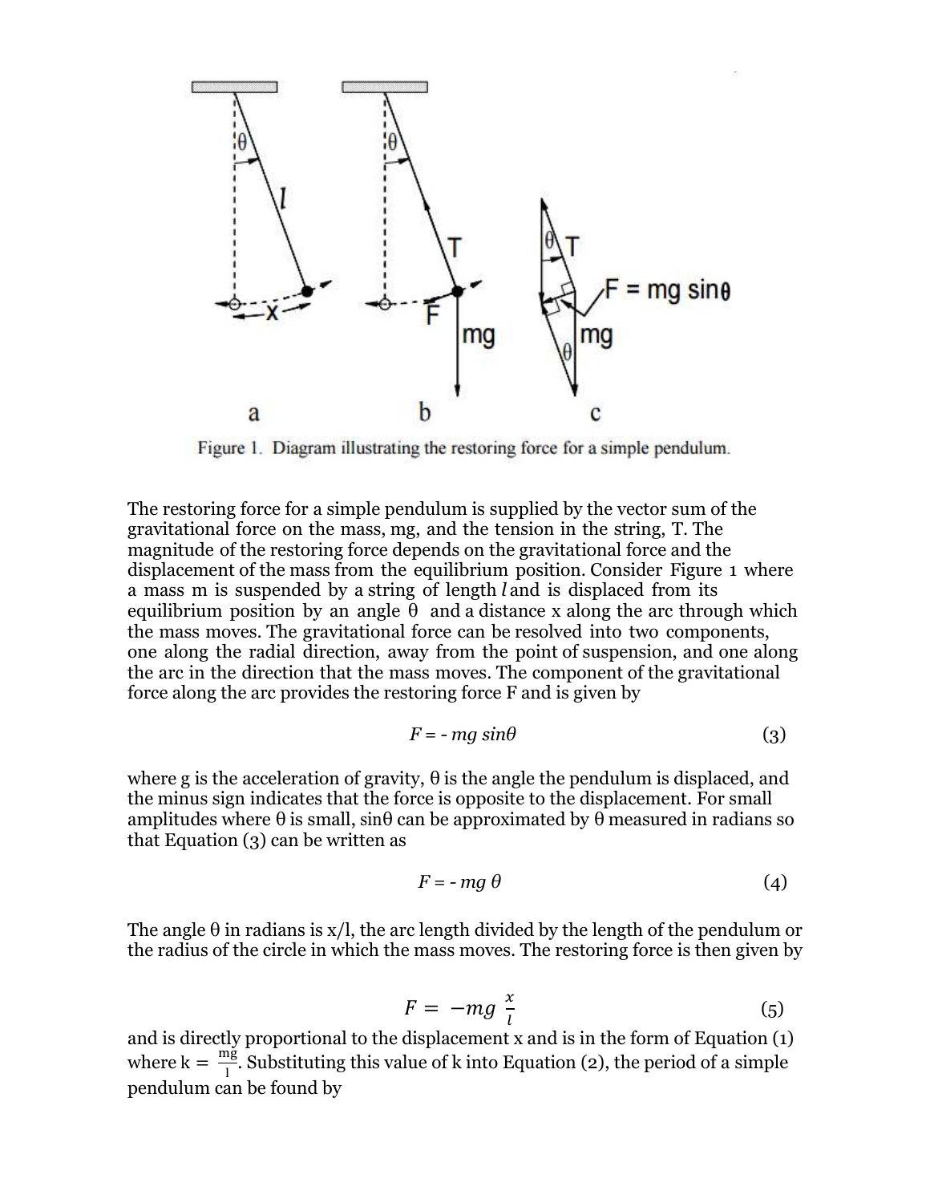Figure 1. Diagram illustrating the restoring force for a simple pendulum.

The restoring force for a simple pendulum is supplied by the vector sum of the gravitational force on the mass, mg, and the tension in the string, T. The magnitude of the restoring force depends on the gravitational force and the displacement of the mass from the equilibrium position. Consider Figure 1 where a mass m is suspended by a string of length $l$ and is displaced from its equilibrium position by an angle θ and a distance x along the arc through which the mass moves. The gravitational force can be resolved into two components, one along the radial direction, away from the point of suspension, and one along the arc in the direction that the mass moves. The component of the gravitational force along the arc provides the restoring force F and is given by

$$F = - mg \sin\theta \tag{3}$$

where g is the acceleration of gravity, θ is the angle the pendulum is displaced, and the minus sign indicates that the force is opposite to the displacement. For small amplitudes where θ is small, sinθ can be approximated by θ measured in radians so that Equation (3) can be written as

$$F = - mg\ \theta \tag{4}$$

The angle θ in radians is x/l, the arc length divided by the length of the pendulum or the radius of the circle in which the mass moves. The restoring force is then given by

$$F = -mg\ \frac{x}{l} \tag{5}$$

and is directly proportional to the displacement x and is in the form of Equation (1) where $k = \frac{mg}{l}$. Substituting this value of k into Equation (2), the period of a simple pendulum can be found by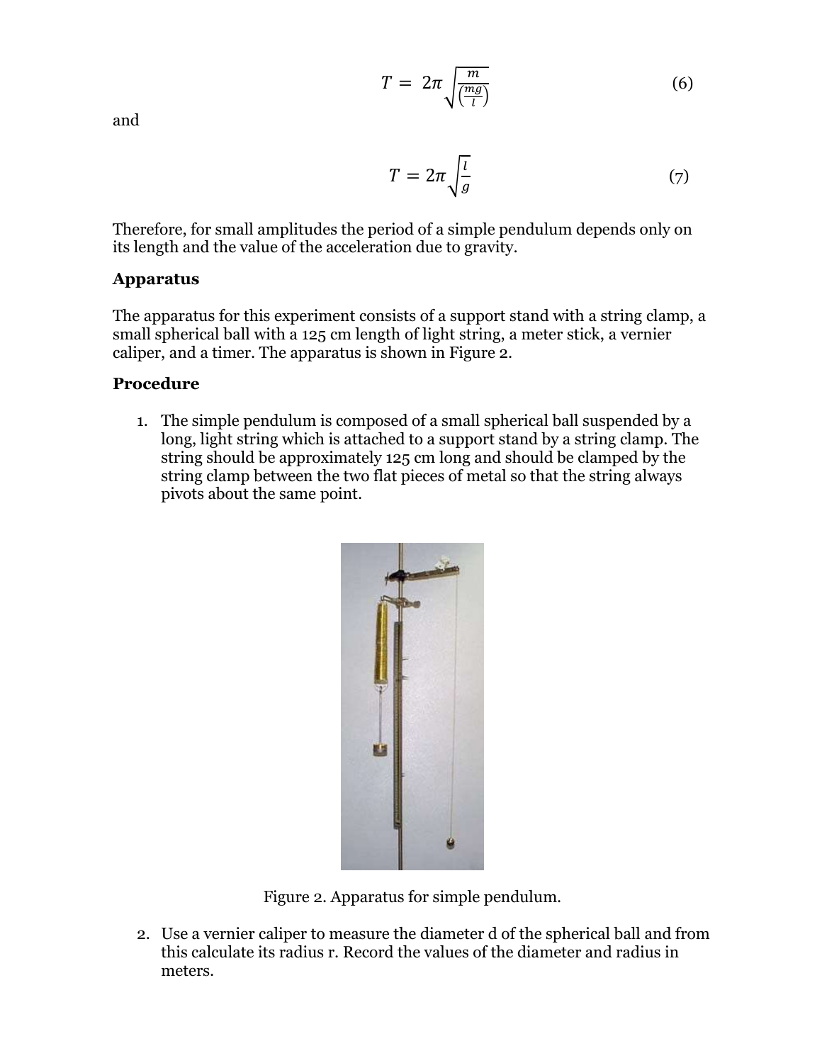$$T = 2\pi\sqrt{\frac{m}{\left(\frac{mg}{l}\right)}} \tag{6}$$

and

$$T = 2\pi\sqrt{\frac{l}{g}} \tag{7}$$

Therefore, for small amplitudes the period of a simple pendulum depends only on its length and the value of the acceleration due to gravity.

**Apparatus**

The apparatus for this experiment consists of a support stand with a string clamp, a small spherical ball with a 125 cm length of light string, a meter stick, a vernier caliper, and a timer. The apparatus is shown in Figure 2.

**Procedure**

1. The simple pendulum is composed of a small spherical ball suspended by a long, light string which is attached to a support stand by a string clamp. The string should be approximately 125 cm long and should be clamped by the string clamp between the two flat pieces of metal so that the string always pivots about the same point.

Figure 2. Apparatus for simple pendulum.

2. Use a vernier caliper to measure the diameter d of the spherical ball and from this calculate its radius r. Record the values of the diameter and radius in meters.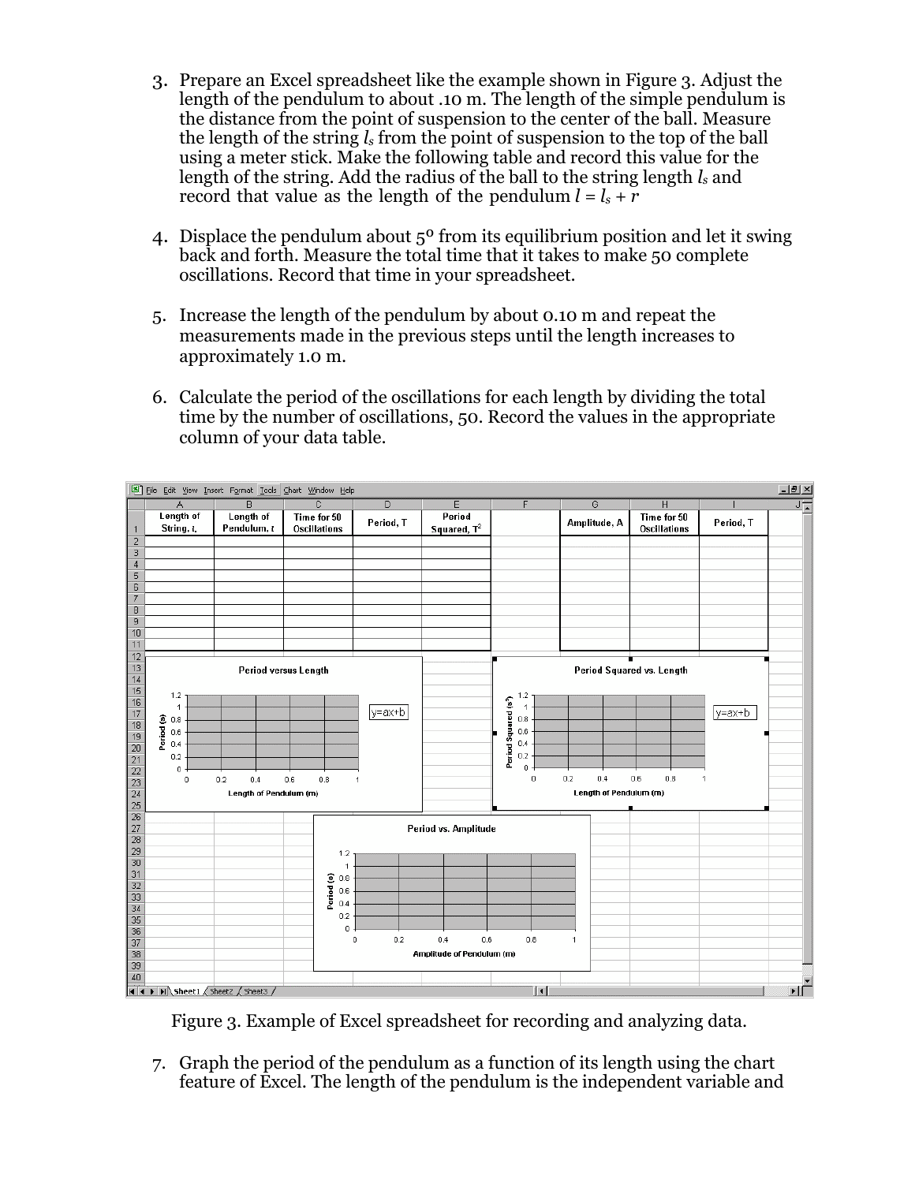3. Prepare an Excel spreadsheet like the example shown in Figure 3. Adjust the length of the pendulum to about .10 m. The length of the simple pendulum is the distance from the point of suspension to the center of the ball. Measure the length of the string $l_s$ from the point of suspension to the top of the ball using a meter stick. Make the following table and record this value for the length of the string. Add the radius of the ball to the string length $l_s$ and record that value as the length of the pendulum $l = l_s + r$

4. Displace the pendulum about 5° from its equilibrium position and let it swing back and forth. Measure the total time that it takes to make 50 complete oscillations. Record that time in your spreadsheet.

5. Increase the length of the pendulum by about 0.10 m and repeat the measurements made in the previous steps until the length increases to approximately 1.0 m.

6. Calculate the period of the oscillations for each length by dividing the total time by the number of oscillations, 50. Record the values in the appropriate column of your data table.

| Length of String, $l_s$ | Length of Pendulum, $l$ | Time for 50 Oscillations | Period, T | Period Squared, $T^2$ | | Amplitude, A | Time for 50 Oscillations | Period, T |
|---|---|---|---|---|---|---|---|---|
| | | | | | | | | |

Figure 3. Example of Excel spreadsheet for recording and analyzing data.

7. Graph the period of the pendulum as a function of its length using the chart feature of Excel. The length of the pendulum is the independent variable and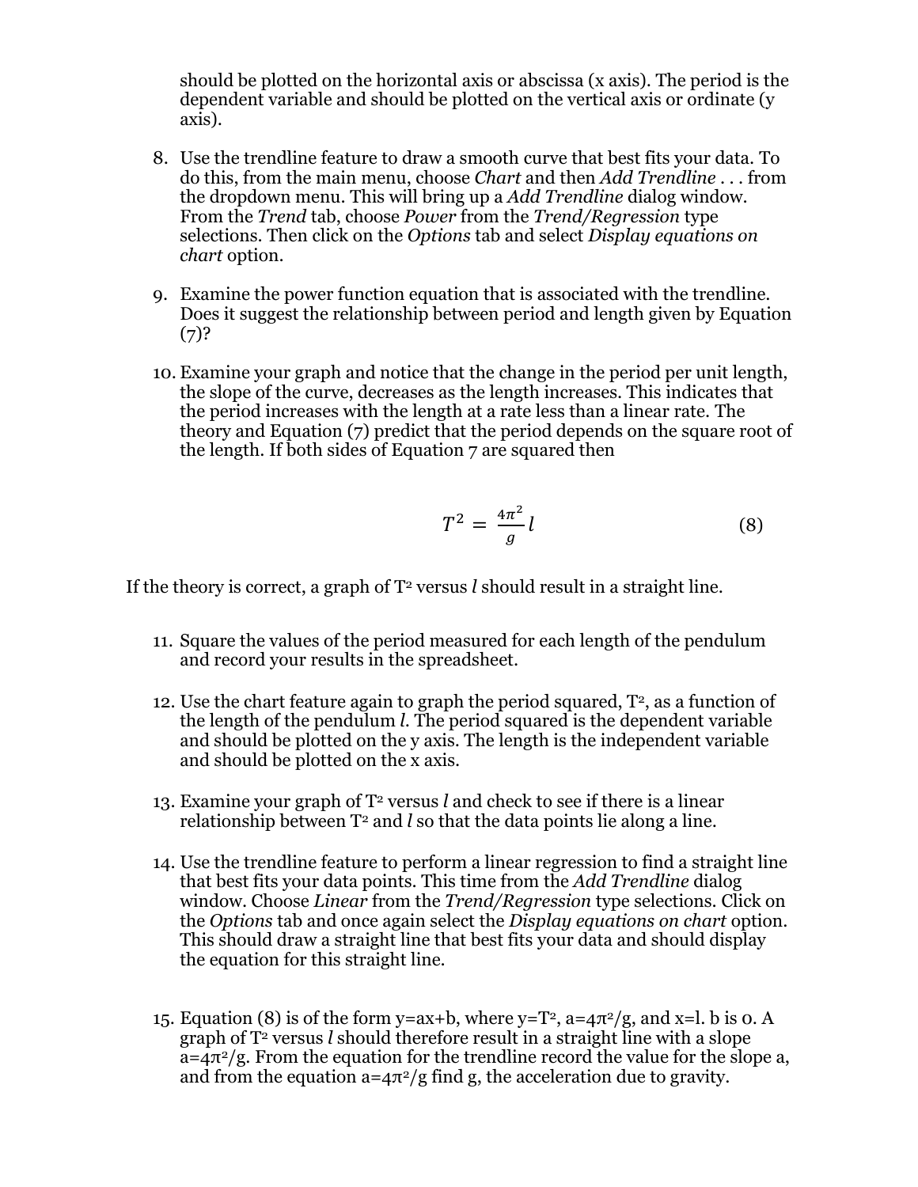should be plotted on the horizontal axis or abscissa (x axis). The period is the dependent variable and should be plotted on the vertical axis or ordinate (y axis).

8. Use the trendline feature to draw a smooth curve that best fits your data. To do this, from the main menu, choose *Chart* and then *Add Trendline . . .* from the dropdown menu. This will bring up a *Add Trendline* dialog window. From the *Trend* tab, choose *Power* from the *Trend/Regression* type selections. Then click on the *Options* tab and select *Display equations on chart* option.

9. Examine the power function equation that is associated with the trendline. Does it suggest the relationship between period and length given by Equation (7)?

10. Examine your graph and notice that the change in the period per unit length, the slope of the curve, decreases as the length increases. This indicates that the period increases with the length at a rate less than a linear rate. The theory and Equation (7) predict that the period depends on the square root of the length. If both sides of Equation 7 are squared then

$$T^2 = \frac{4\pi^2}{g} l \tag{8}$$

If the theory is correct, a graph of $T^2$ versus $l$ should result in a straight line.

11. Square the values of the period measured for each length of the pendulum and record your results in the spreadsheet.

12. Use the chart feature again to graph the period squared, $T^2$, as a function of the length of the pendulum $l$. The period squared is the dependent variable and should be plotted on the y axis. The length is the independent variable and should be plotted on the x axis.

13. Examine your graph of $T^2$ versus $l$ and check to see if there is a linear relationship between $T^2$ and $l$ so that the data points lie along a line.

14. Use the trendline feature to perform a linear regression to find a straight line that best fits your data points. This time from the *Add Trendline* dialog window. Choose *Linear* from the *Trend/Regression* type selections. Click on the *Options* tab and once again select the *Display equations on chart* option. This should draw a straight line that best fits your data and should display the equation for this straight line.

15. Equation (8) is of the form $y=ax+b$, where $y=T^2$, $a=4\pi^2/g$, and $x=l$. b is 0. A graph of $T^2$ versus $l$ should therefore result in a straight line with a slope $a=4\pi^2/g$. From the equation for the trendline record the value for the slope a, and from the equation $a=4\pi^2/g$ find g, the acceleration due to gravity.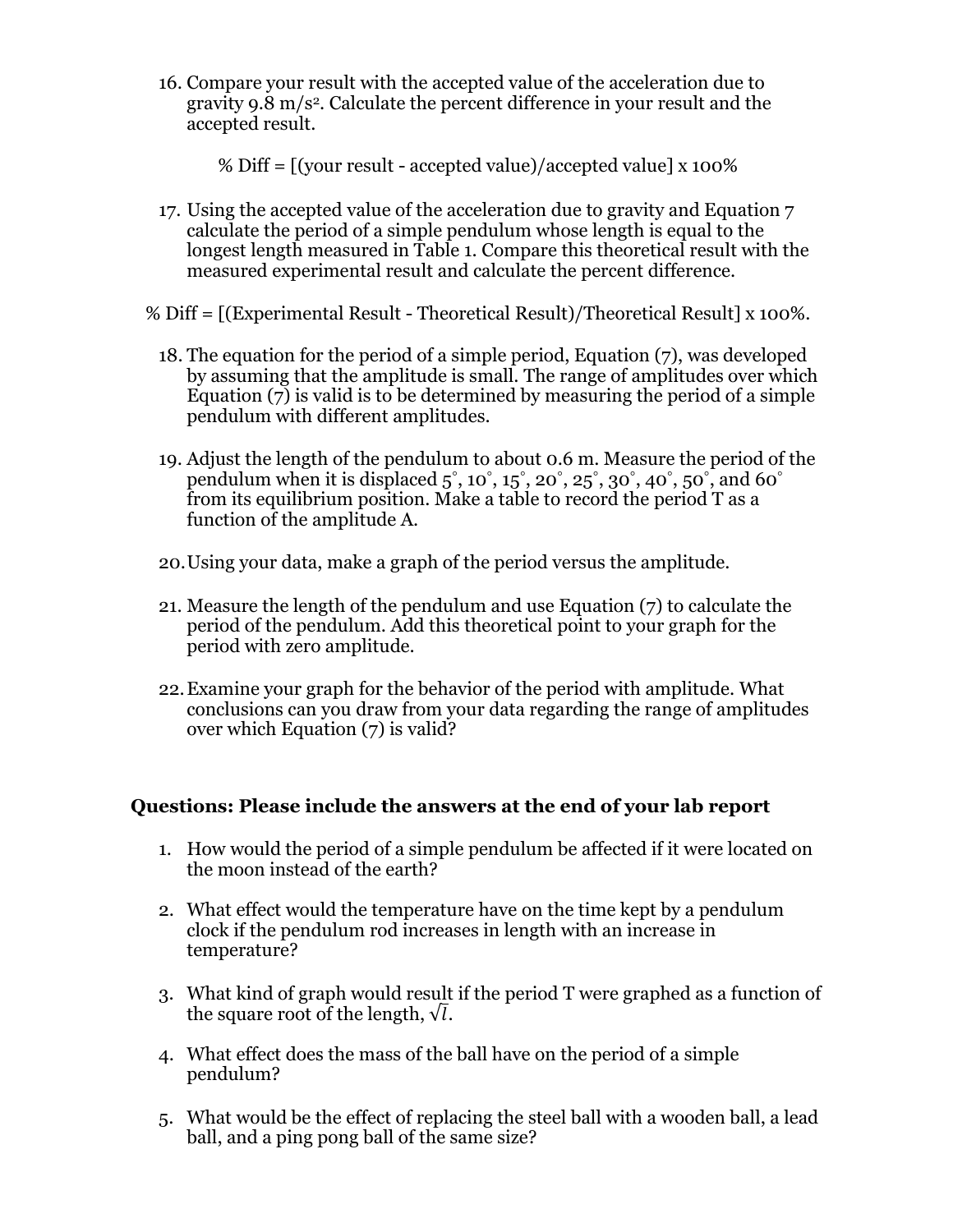16. Compare your result with the accepted value of the acceleration due to gravity 9.8 m/s$^2$. Calculate the percent difference in your result and the accepted result.

    % Diff = [(your result - accepted value)/accepted value] x 100%

17. Using the accepted value of the acceleration due to gravity and Equation 7 calculate the period of a simple pendulum whose length is equal to the longest length measured in Table 1. Compare this theoretical result with the measured experimental result and calculate the percent difference.

% Diff = [(Experimental Result - Theoretical Result)/Theoretical Result] x 100%.

18. The equation for the period of a simple period, Equation (7), was developed by assuming that the amplitude is small. The range of amplitudes over which Equation (7) is valid is to be determined by measuring the period of a simple pendulum with different amplitudes.

19. Adjust the length of the pendulum to about 0.6 m. Measure the period of the pendulum when it is displaced $5^{\circ}$, $10^{\circ}$, $15^{\circ}$, $20^{\circ}$, $25^{\circ}$, $30^{\circ}$, $40^{\circ}$, $50^{\circ}$, and $60^{\circ}$ from its equilibrium position. Make a table to record the period T as a function of the amplitude A.

20. Using your data, make a graph of the period versus the amplitude.

21. Measure the length of the pendulum and use Equation (7) to calculate the period of the pendulum. Add this theoretical point to your graph for the period with zero amplitude.

22. Examine your graph for the behavior of the period with amplitude. What conclusions can you draw from your data regarding the range of amplitudes over which Equation (7) is valid?

### Questions: Please include the answers at the end of your lab report

1. How would the period of a simple pendulum be affected if it were located on the moon instead of the earth?

2. What effect would the temperature have on the time kept by a pendulum clock if the pendulum rod increases in length with an increase in temperature?

3. What kind of graph would result if the period T were graphed as a function of the square root of the length, $\sqrt{l}$.

4. What effect does the mass of the ball have on the period of a simple pendulum?

5. What would be the effect of replacing the steel ball with a wooden ball, a lead ball, and a ping pong ball of the same size?